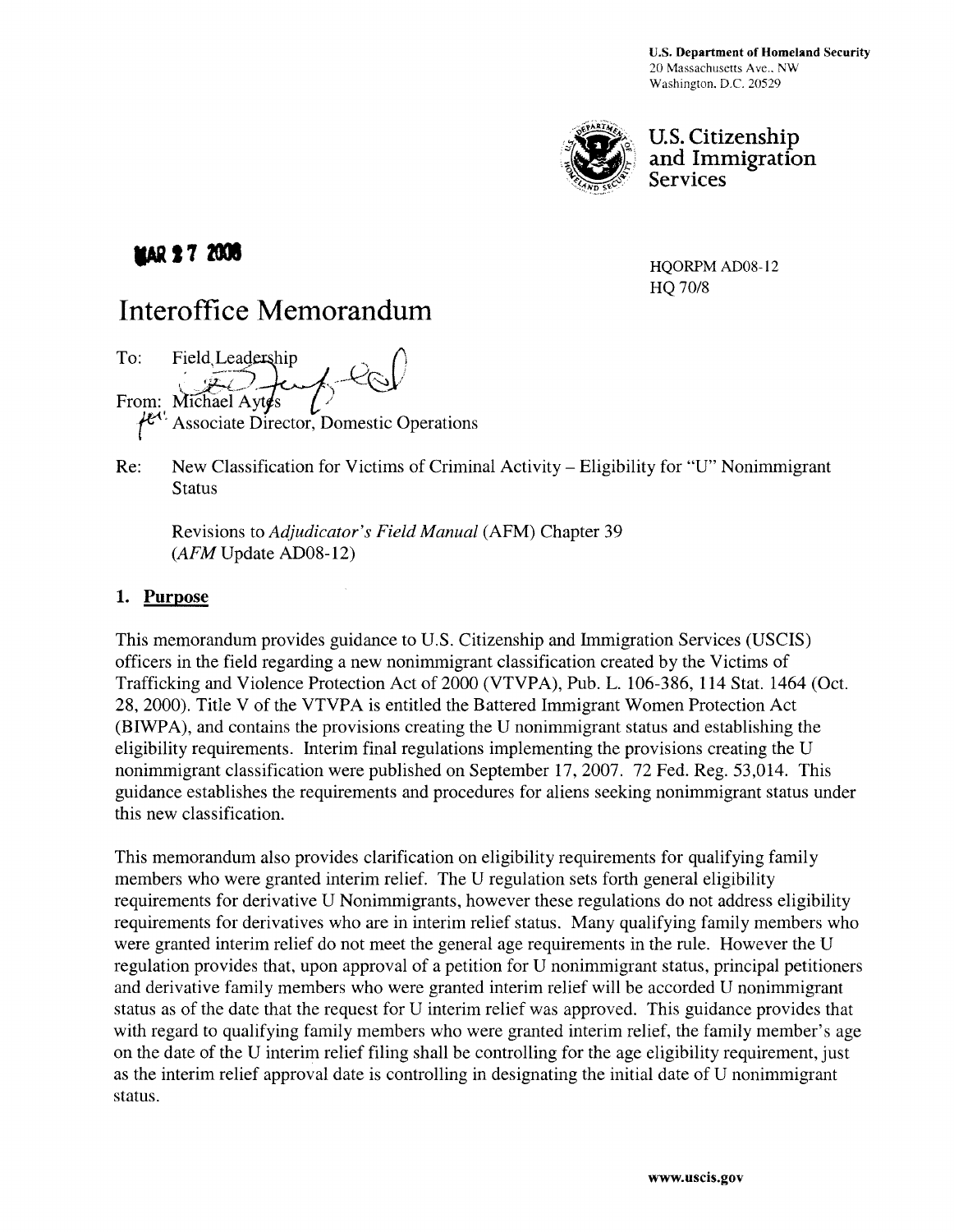U.S. Department of Homeland Security
20 Massachusetts Ave., NW
Washington, D.C. 20529

U.S. Citizenship and Immigration Services

MAR 27 2008

HQORPM AD08-12
HQ 70/8

# Interoffice Memorandum

To: Field Leadership

From: Michael Aytes
Associate Director, Domestic Operations

Re: New Classification for Victims of Criminal Activity – Eligibility for "U" Nonimmigrant Status

Revisions to *Adjudicator's Field Manual* (AFM) Chapter 39 (*AFM* Update AD08-12)

## 1. Purpose

This memorandum provides guidance to U.S. Citizenship and Immigration Services (USCIS) officers in the field regarding a new nonimmigrant classification created by the Victims of Trafficking and Violence Protection Act of 2000 (VTVPA), Pub. L. 106-386, 114 Stat. 1464 (Oct. 28, 2000). Title V of the VTVPA is entitled the Battered Immigrant Women Protection Act (BIWPA), and contains the provisions creating the U nonimmigrant status and establishing the eligibility requirements. Interim final regulations implementing the provisions creating the U nonimmigrant classification were published on September 17, 2007. 72 Fed. Reg. 53,014. This guidance establishes the requirements and procedures for aliens seeking nonimmigrant status under this new classification.

This memorandum also provides clarification on eligibility requirements for qualifying family members who were granted interim relief. The U regulation sets forth general eligibility requirements for derivative U Nonimmigrants, however these regulations do not address eligibility requirements for derivatives who are in interim relief status. Many qualifying family members who were granted interim relief do not meet the general age requirements in the rule. However the U regulation provides that, upon approval of a petition for U nonimmigrant status, principal petitioners and derivative family members who were granted interim relief will be accorded U nonimmigrant status as of the date that the request for U interim relief was approved. This guidance provides that with regard to qualifying family members who were granted interim relief, the family member's age on the date of the U interim relief filing shall be controlling for the age eligibility requirement, just as the interim relief approval date is controlling in designating the initial date of U nonimmigrant status.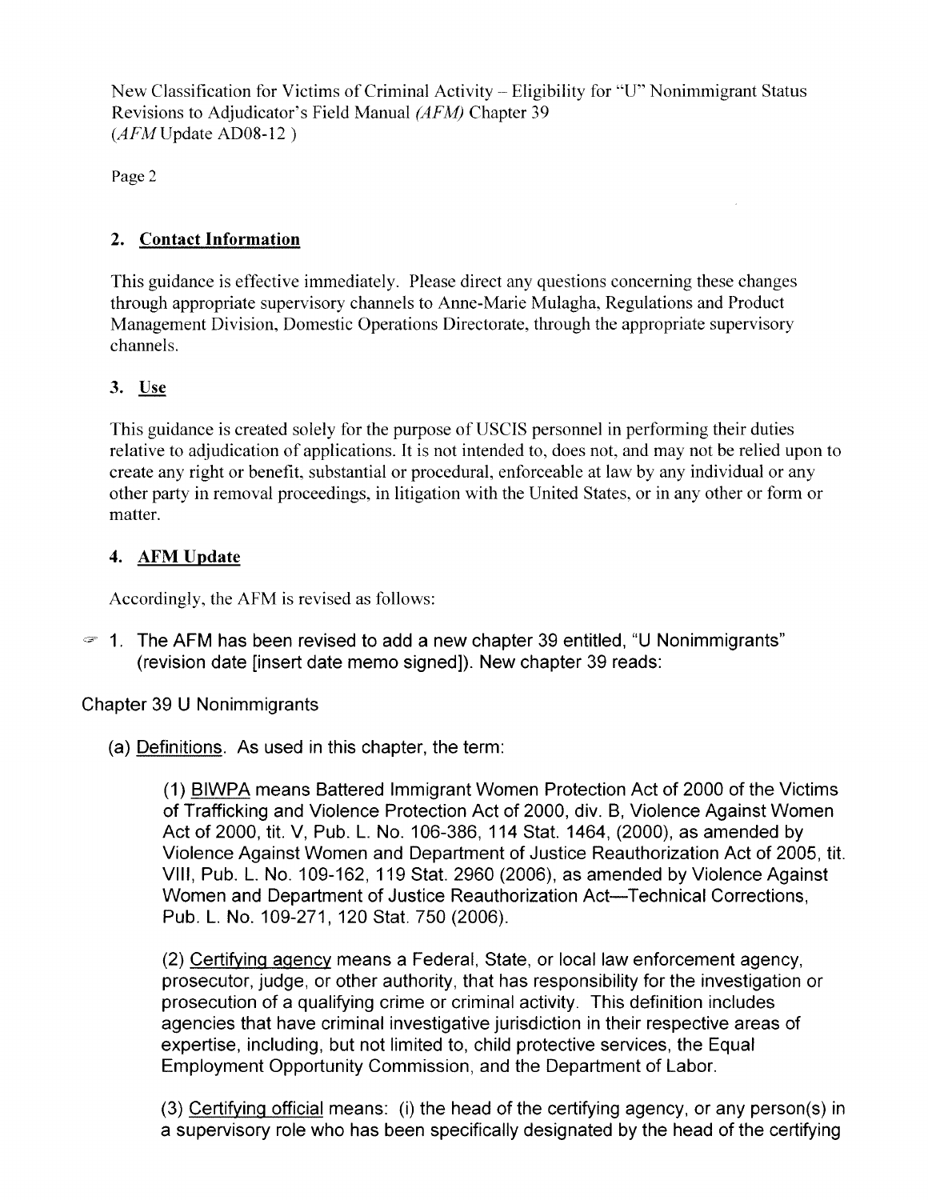## 2. Contact Information

This guidance is effective immediately. Please direct any questions concerning these changes through appropriate supervisory channels to Anne-Marie Mulagha, Regulations and Product Management Division, Domestic Operations Directorate, through the appropriate supervisory channels.

## 3. Use

This guidance is created solely for the purpose of USCIS personnel in performing their duties relative to adjudication of applications. It is not intended to, does not, and may not be relied upon to create any right or benefit, substantial or procedural, enforceable at law by any individual or any other party in removal proceedings, in litigation with the United States, or in any other or form or matter.

## 4. AFM Update

Accordingly, the AFM is revised as follows:

☞ 1. The AFM has been revised to add a new chapter 39 entitled, "U Nonimmigrants" (revision date [insert date memo signed]). New chapter 39 reads:

Chapter 39 U Nonimmigrants

(a) Definitions. As used in this chapter, the term:

(1) BIWPA means Battered Immigrant Women Protection Act of 2000 of the Victims of Trafficking and Violence Protection Act of 2000, div. B, Violence Against Women Act of 2000, tit. V, Pub. L. No. 106-386, 114 Stat. 1464, (2000), as amended by Violence Against Women and Department of Justice Reauthorization Act of 2005, tit. VIII, Pub. L. No. 109-162, 119 Stat. 2960 (2006), as amended by Violence Against Women and Department of Justice Reauthorization Act—Technical Corrections, Pub. L. No. 109-271, 120 Stat. 750 (2006).

(2) Certifying agency means a Federal, State, or local law enforcement agency, prosecutor, judge, or other authority, that has responsibility for the investigation or prosecution of a qualifying crime or criminal activity. This definition includes agencies that have criminal investigative jurisdiction in their respective areas of expertise, including, but not limited to, child protective services, the Equal Employment Opportunity Commission, and the Department of Labor.

(3) Certifying official means: (i) the head of the certifying agency, or any person(s) in a supervisory role who has been specifically designated by the head of the certifying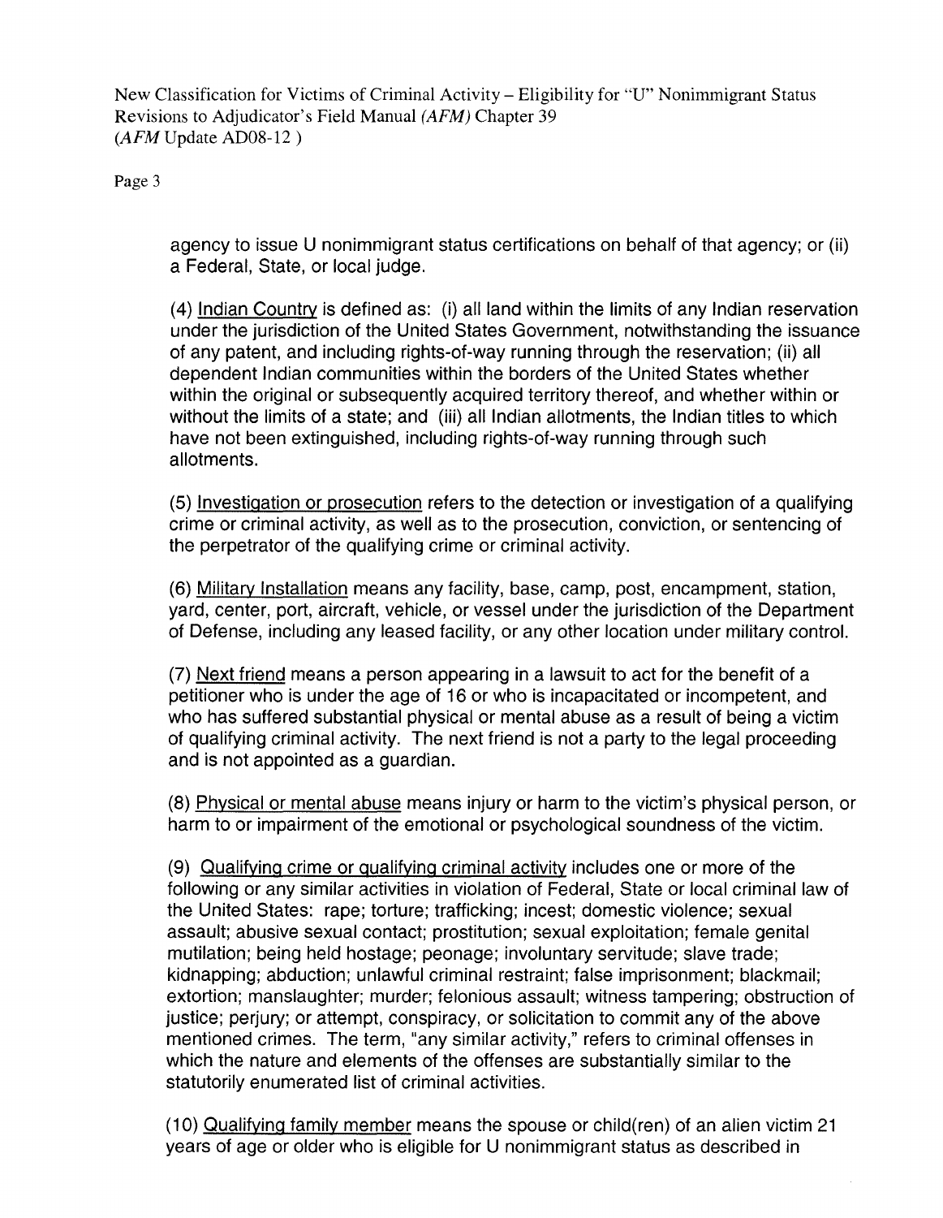agency to issue U nonimmigrant status certifications on behalf of that agency; or (ii) a Federal, State, or local judge.

(4) <u>Indian Country</u> is defined as: (i) all land within the limits of any Indian reservation under the jurisdiction of the United States Government, notwithstanding the issuance of any patent, and including rights-of-way running through the reservation; (ii) all dependent Indian communities within the borders of the United States whether within the original or subsequently acquired territory thereof, and whether within or without the limits of a state; and (iii) all Indian allotments, the Indian titles to which have not been extinguished, including rights-of-way running through such allotments.

(5) <u>Investigation or prosecution</u> refers to the detection or investigation of a qualifying crime or criminal activity, as well as to the prosecution, conviction, or sentencing of the perpetrator of the qualifying crime or criminal activity.

(6) <u>Military Installation</u> means any facility, base, camp, post, encampment, station, yard, center, port, aircraft, vehicle, or vessel under the jurisdiction of the Department of Defense, including any leased facility, or any other location under military control.

(7) <u>Next friend</u> means a person appearing in a lawsuit to act for the benefit of a petitioner who is under the age of 16 or who is incapacitated or incompetent, and who has suffered substantial physical or mental abuse as a result of being a victim of qualifying criminal activity. The next friend is not a party to the legal proceeding and is not appointed as a guardian.

(8) <u>Physical or mental abuse</u> means injury or harm to the victim's physical person, or harm to or impairment of the emotional or psychological soundness of the victim.

(9) <u>Qualifying crime or qualifying criminal activity</u> includes one or more of the following or any similar activities in violation of Federal, State or local criminal law of the United States: rape; torture; trafficking; incest; domestic violence; sexual assault; abusive sexual contact; prostitution; sexual exploitation; female genital mutilation; being held hostage; peonage; involuntary servitude; slave trade; kidnapping; abduction; unlawful criminal restraint; false imprisonment; blackmail; extortion; manslaughter; murder; felonious assault; witness tampering; obstruction of justice; perjury; or attempt, conspiracy, or solicitation to commit any of the above mentioned crimes. The term, "any similar activity," refers to criminal offenses in which the nature and elements of the offenses are substantially similar to the statutorily enumerated list of criminal activities.

(10) <u>Qualifying family member</u> means the spouse or child(ren) of an alien victim 21 years of age or older who is eligible for U nonimmigrant status as described in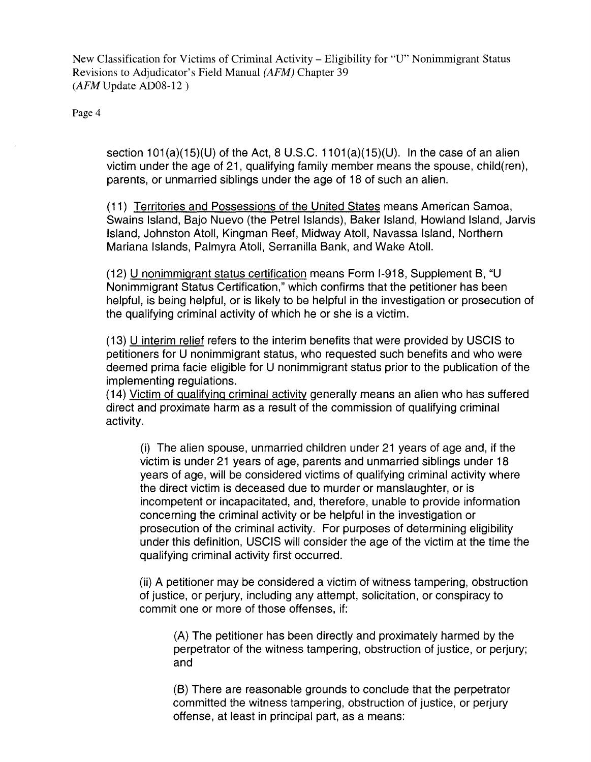section 101(a)(15)(U) of the Act, 8 U.S.C. 1101(a)(15)(U). In the case of an alien victim under the age of 21, qualifying family member means the spouse, child(ren), parents, or unmarried siblings under the age of 18 of such an alien.

(11) Territories and Possessions of the United States means American Samoa, Swains Island, Bajo Nuevo (the Petrel Islands), Baker Island, Howland Island, Jarvis Island, Johnston Atoll, Kingman Reef, Midway Atoll, Navassa Island, Northern Mariana Islands, Palmyra Atoll, Serranilla Bank, and Wake Atoll.

(12) U nonimmigrant status certification means Form I-918, Supplement B, "U Nonimmigrant Status Certification," which confirms that the petitioner has been helpful, is being helpful, or is likely to be helpful in the investigation or prosecution of the qualifying criminal activity of which he or she is a victim.

(13) U interim relief refers to the interim benefits that were provided by USCIS to petitioners for U nonimmigrant status, who requested such benefits and who were deemed prima facie eligible for U nonimmigrant status prior to the publication of the implementing regulations.

(14) Victim of qualifying criminal activity generally means an alien who has suffered direct and proximate harm as a result of the commission of qualifying criminal activity.

(i) The alien spouse, unmarried children under 21 years of age and, if the victim is under 21 years of age, parents and unmarried siblings under 18 years of age, will be considered victims of qualifying criminal activity where the direct victim is deceased due to murder or manslaughter, or is incompetent or incapacitated, and, therefore, unable to provide information concerning the criminal activity or be helpful in the investigation or prosecution of the criminal activity. For purposes of determining eligibility under this definition, USCIS will consider the age of the victim at the time the qualifying criminal activity first occurred.

(ii) A petitioner may be considered a victim of witness tampering, obstruction of justice, or perjury, including any attempt, solicitation, or conspiracy to commit one or more of those offenses, if:

(A) The petitioner has been directly and proximately harmed by the perpetrator of the witness tampering, obstruction of justice, or perjury; and

(B) There are reasonable grounds to conclude that the perpetrator committed the witness tampering, obstruction of justice, or perjury offense, at least in principal part, as a means: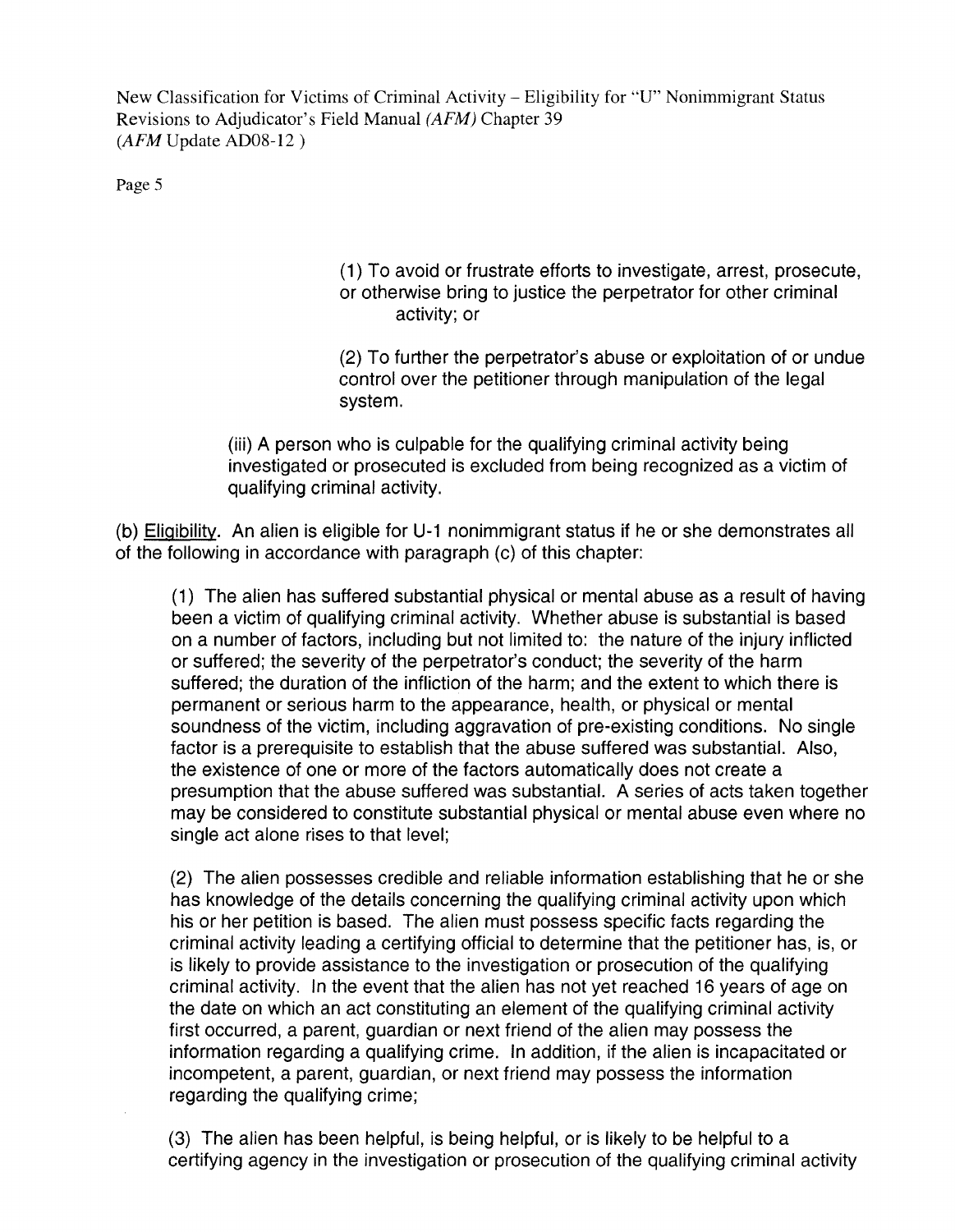(1) To avoid or frustrate efforts to investigate, arrest, prosecute, or otherwise bring to justice the perpetrator for other criminal activity; or

(2) To further the perpetrator's abuse or exploitation of or undue control over the petitioner through manipulation of the legal system.

(iii) A person who is culpable for the qualifying criminal activity being investigated or prosecuted is excluded from being recognized as a victim of qualifying criminal activity.

(b) Eligibility. An alien is eligible for U-1 nonimmigrant status if he or she demonstrates all of the following in accordance with paragraph (c) of this chapter:

(1) The alien has suffered substantial physical or mental abuse as a result of having been a victim of qualifying criminal activity. Whether abuse is substantial is based on a number of factors, including but not limited to: the nature of the injury inflicted or suffered; the severity of the perpetrator's conduct; the severity of the harm suffered; the duration of the infliction of the harm; and the extent to which there is permanent or serious harm to the appearance, health, or physical or mental soundness of the victim, including aggravation of pre-existing conditions. No single factor is a prerequisite to establish that the abuse suffered was substantial. Also, the existence of one or more of the factors automatically does not create a presumption that the abuse suffered was substantial. A series of acts taken together may be considered to constitute substantial physical or mental abuse even where no single act alone rises to that level;

(2) The alien possesses credible and reliable information establishing that he or she has knowledge of the details concerning the qualifying criminal activity upon which his or her petition is based. The alien must possess specific facts regarding the criminal activity leading a certifying official to determine that the petitioner has, is, or is likely to provide assistance to the investigation or prosecution of the qualifying criminal activity. In the event that the alien has not yet reached 16 years of age on the date on which an act constituting an element of the qualifying criminal activity first occurred, a parent, guardian or next friend of the alien may possess the information regarding a qualifying crime. In addition, if the alien is incapacitated or incompetent, a parent, guardian, or next friend may possess the information regarding the qualifying crime;

(3) The alien has been helpful, is being helpful, or is likely to be helpful to a certifying agency in the investigation or prosecution of the qualifying criminal activity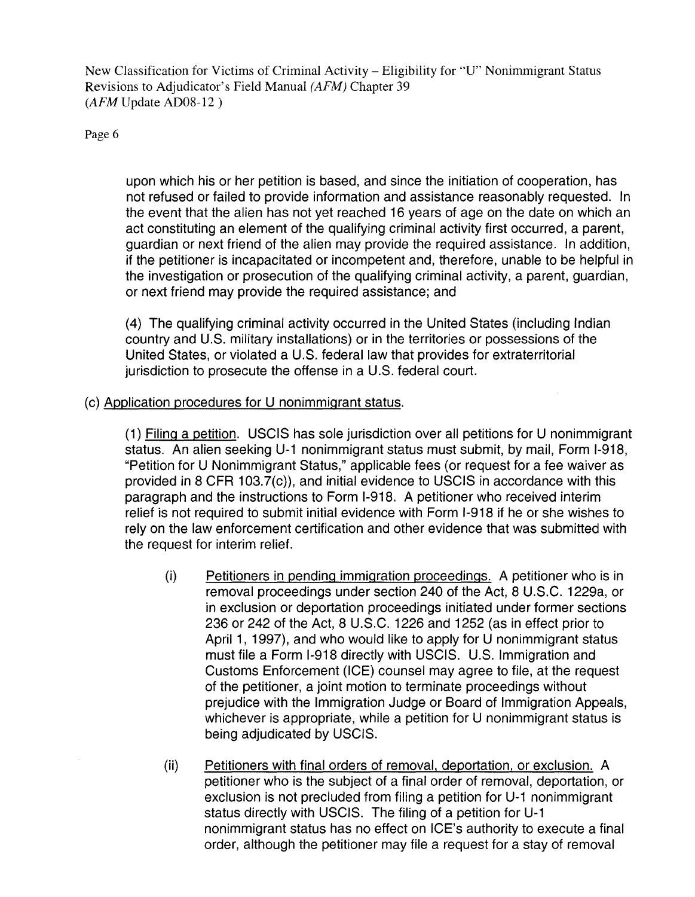upon which his or her petition is based, and since the initiation of cooperation, has not refused or failed to provide information and assistance reasonably requested. In the event that the alien has not yet reached 16 years of age on the date on which an act constituting an element of the qualifying criminal activity first occurred, a parent, guardian or next friend of the alien may provide the required assistance. In addition, if the petitioner is incapacitated or incompetent and, therefore, unable to be helpful in the investigation or prosecution of the qualifying criminal activity, a parent, guardian, or next friend may provide the required assistance; and

(4) The qualifying criminal activity occurred in the United States (including Indian country and U.S. military installations) or in the territories or possessions of the United States, or violated a U.S. federal law that provides for extraterritorial jurisdiction to prosecute the offense in a U.S. federal court.

(c) Application procedures for U nonimmigrant status.

(1) Filing a petition. USCIS has sole jurisdiction over all petitions for U nonimmigrant status. An alien seeking U-1 nonimmigrant status must submit, by mail, Form I-918, "Petition for U Nonimmigrant Status," applicable fees (or request for a fee waiver as provided in 8 CFR 103.7(c)), and initial evidence to USCIS in accordance with this paragraph and the instructions to Form I-918. A petitioner who received interim relief is not required to submit initial evidence with Form I-918 if he or she wishes to rely on the law enforcement certification and other evidence that was submitted with the request for interim relief.

(i) Petitioners in pending immigration proceedings. A petitioner who is in removal proceedings under section 240 of the Act, 8 U.S.C. 1229a, or in exclusion or deportation proceedings initiated under former sections 236 or 242 of the Act, 8 U.S.C. 1226 and 1252 (as in effect prior to April 1, 1997), and who would like to apply for U nonimmigrant status must file a Form I-918 directly with USCIS. U.S. Immigration and Customs Enforcement (ICE) counsel may agree to file, at the request of the petitioner, a joint motion to terminate proceedings without prejudice with the Immigration Judge or Board of Immigration Appeals, whichever is appropriate, while a petition for U nonimmigrant status is being adjudicated by USCIS.

(ii) Petitioners with final orders of removal, deportation, or exclusion. A petitioner who is the subject of a final order of removal, deportation, or exclusion is not precluded from filing a petition for U-1 nonimmigrant status directly with USCIS. The filing of a petition for U-1 nonimmigrant status has no effect on ICE's authority to execute a final order, although the petitioner may file a request for a stay of removal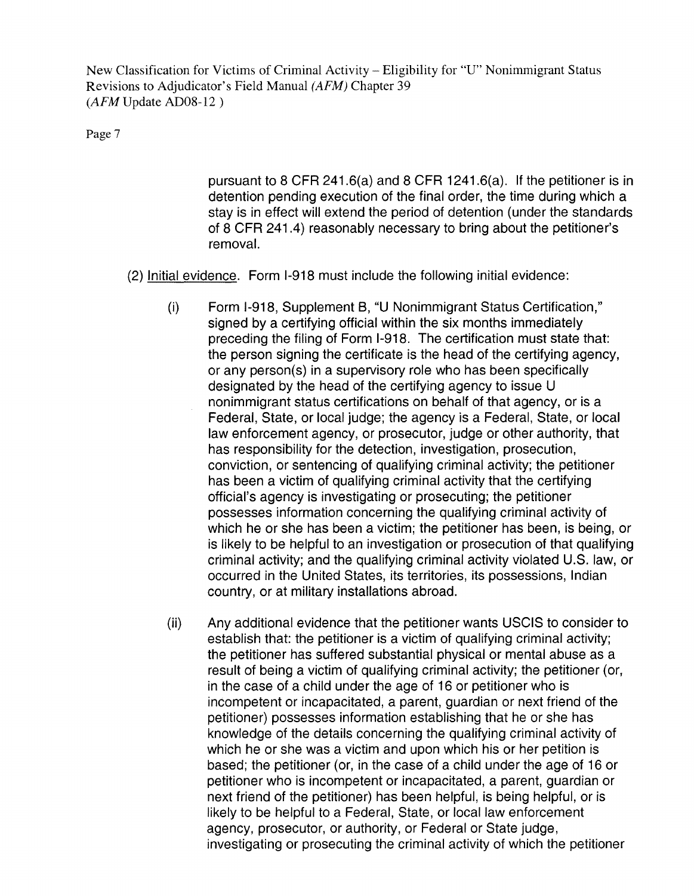pursuant to 8 CFR 241.6(a) and 8 CFR 1241.6(a). If the petitioner is in detention pending execution of the final order, the time during which a stay is in effect will extend the period of detention (under the standards of 8 CFR 241.4) reasonably necessary to bring about the petitioner's removal.

(2) Initial evidence. Form I-918 must include the following initial evidence:

(i) Form I-918, Supplement B, "U Nonimmigrant Status Certification," signed by a certifying official within the six months immediately preceding the filing of Form I-918. The certification must state that: the person signing the certificate is the head of the certifying agency, or any person(s) in a supervisory role who has been specifically designated by the head of the certifying agency to issue U nonimmigrant status certifications on behalf of that agency, or is a Federal, State, or local judge; the agency is a Federal, State, or local law enforcement agency, or prosecutor, judge or other authority, that has responsibility for the detection, investigation, prosecution, conviction, or sentencing of qualifying criminal activity; the petitioner has been a victim of qualifying criminal activity that the certifying official's agency is investigating or prosecuting; the petitioner possesses information concerning the qualifying criminal activity of which he or she has been a victim; the petitioner has been, is being, or is likely to be helpful to an investigation or prosecution of that qualifying criminal activity; and the qualifying criminal activity violated U.S. law, or occurred in the United States, its territories, its possessions, Indian country, or at military installations abroad.

(ii) Any additional evidence that the petitioner wants USCIS to consider to establish that: the petitioner is a victim of qualifying criminal activity; the petitioner has suffered substantial physical or mental abuse as a result of being a victim of qualifying criminal activity; the petitioner (or, in the case of a child under the age of 16 or petitioner who is incompetent or incapacitated, a parent, guardian or next friend of the petitioner) possesses information establishing that he or she has knowledge of the details concerning the qualifying criminal activity of which he or she was a victim and upon which his or her petition is based; the petitioner (or, in the case of a child under the age of 16 or petitioner who is incompetent or incapacitated, a parent, guardian or next friend of the petitioner) has been helpful, is being helpful, or is likely to be helpful to a Federal, State, or local law enforcement agency, prosecutor, or authority, or Federal or State judge, investigating or prosecuting the criminal activity of which the petitioner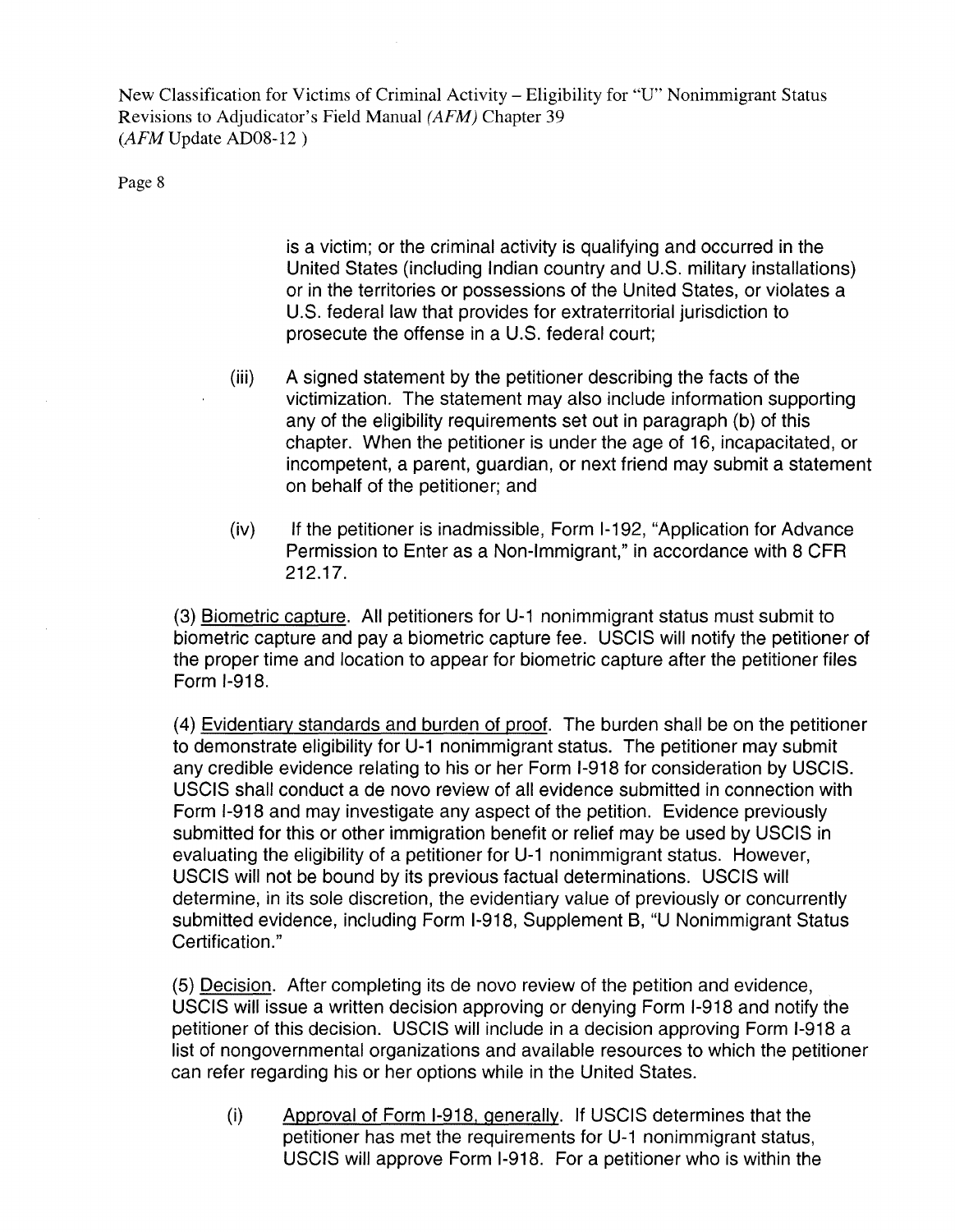is a victim; or the criminal activity is qualifying and occurred in the United States (including Indian country and U.S. military installations) or in the territories or possessions of the United States, or violates a U.S. federal law that provides for extraterritorial jurisdiction to prosecute the offense in a U.S. federal court;

(iii) A signed statement by the petitioner describing the facts of the victimization. The statement may also include information supporting any of the eligibility requirements set out in paragraph (b) of this chapter. When the petitioner is under the age of 16, incapacitated, or incompetent, a parent, guardian, or next friend may submit a statement on behalf of the petitioner; and

(iv) If the petitioner is inadmissible, Form I-192, "Application for Advance Permission to Enter as a Non-Immigrant," in accordance with 8 CFR 212.17.

(3) Biometric capture. All petitioners for U-1 nonimmigrant status must submit to biometric capture and pay a biometric capture fee. USCIS will notify the petitioner of the proper time and location to appear for biometric capture after the petitioner files Form I-918.

(4) Evidentiary standards and burden of proof. The burden shall be on the petitioner to demonstrate eligibility for U-1 nonimmigrant status. The petitioner may submit any credible evidence relating to his or her Form I-918 for consideration by USCIS. USCIS shall conduct a de novo review of all evidence submitted in connection with Form I-918 and may investigate any aspect of the petition. Evidence previously submitted for this or other immigration benefit or relief may be used by USCIS in evaluating the eligibility of a petitioner for U-1 nonimmigrant status. However, USCIS will not be bound by its previous factual determinations. USCIS will determine, in its sole discretion, the evidentiary value of previously or concurrently submitted evidence, including Form I-918, Supplement B, "U Nonimmigrant Status Certification."

(5) Decision. After completing its de novo review of the petition and evidence, USCIS will issue a written decision approving or denying Form I-918 and notify the petitioner of this decision. USCIS will include in a decision approving Form I-918 a list of nongovernmental organizations and available resources to which the petitioner can refer regarding his or her options while in the United States.

(i) Approval of Form I-918, generally. If USCIS determines that the petitioner has met the requirements for U-1 nonimmigrant status, USCIS will approve Form I-918. For a petitioner who is within the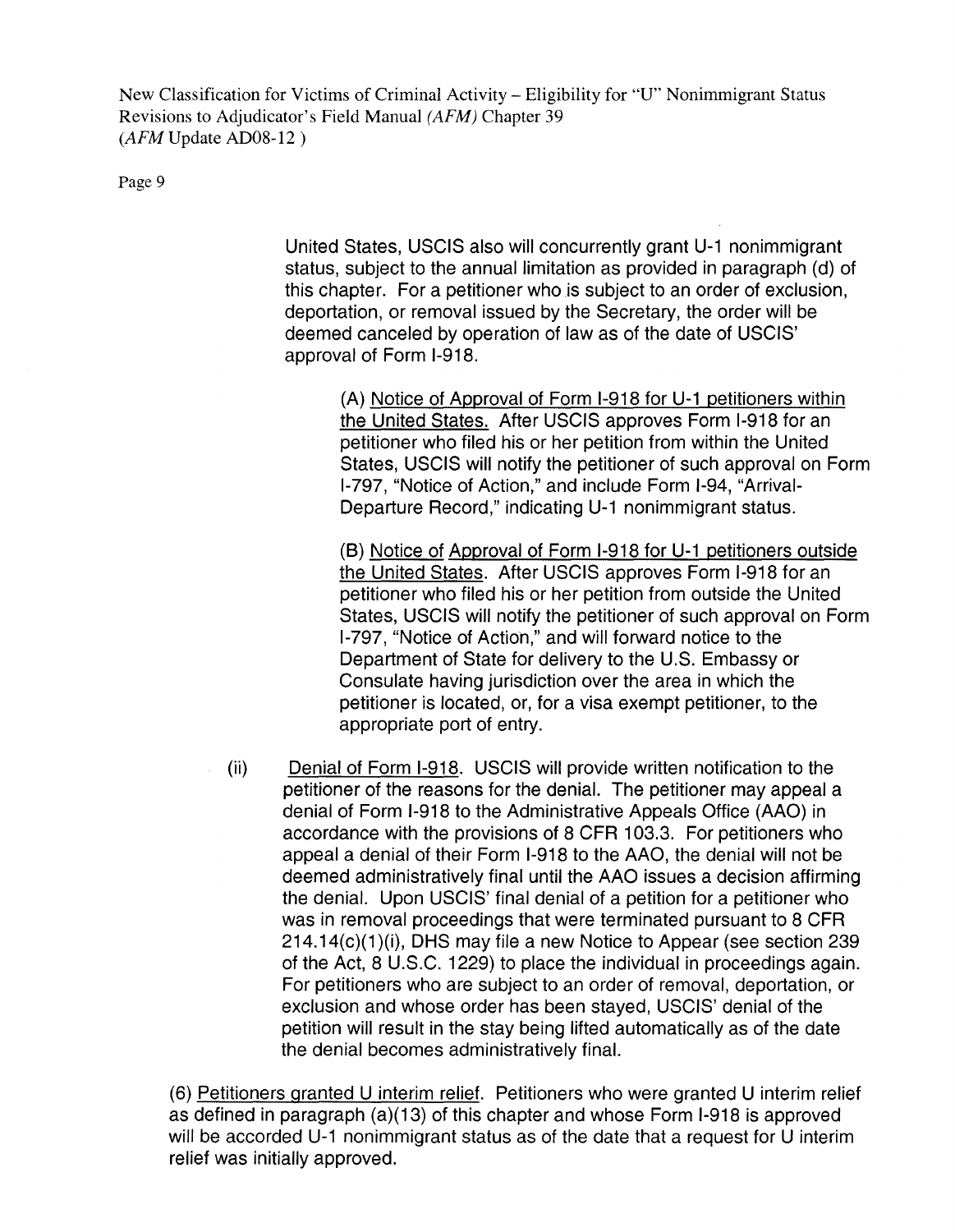United States, USCIS also will concurrently grant U-1 nonimmigrant status, subject to the annual limitation as provided in paragraph (d) of this chapter. For a petitioner who is subject to an order of exclusion, deportation, or removal issued by the Secretary, the order will be deemed canceled by operation of law as of the date of USCIS' approval of Form I-918.

(A) Notice of Approval of Form I-918 for U-1 petitioners within the United States. After USCIS approves Form I-918 for an petitioner who filed his or her petition from within the United States, USCIS will notify the petitioner of such approval on Form I-797, "Notice of Action," and include Form I-94, "Arrival-Departure Record," indicating U-1 nonimmigrant status.

(B) Notice of Approval of Form I-918 for U-1 petitioners outside the United States. After USCIS approves Form I-918 for an petitioner who filed his or her petition from outside the United States, USCIS will notify the petitioner of such approval on Form I-797, "Notice of Action," and will forward notice to the Department of State for delivery to the U.S. Embassy or Consulate having jurisdiction over the area in which the petitioner is located, or, for a visa exempt petitioner, to the appropriate port of entry.

(ii) Denial of Form I-918. USCIS will provide written notification to the petitioner of the reasons for the denial. The petitioner may appeal a denial of Form I-918 to the Administrative Appeals Office (AAO) in accordance with the provisions of 8 CFR 103.3. For petitioners who appeal a denial of their Form I-918 to the AAO, the denial will not be deemed administratively final until the AAO issues a decision affirming the denial. Upon USCIS' final denial of a petition for a petitioner who was in removal proceedings that were terminated pursuant to 8 CFR 214.14(c)(1)(i), DHS may file a new Notice to Appear (see section 239 of the Act, 8 U.S.C. 1229) to place the individual in proceedings again. For petitioners who are subject to an order of removal, deportation, or exclusion and whose order has been stayed, USCIS' denial of the petition will result in the stay being lifted automatically as of the date the denial becomes administratively final.

(6) Petitioners granted U interim relief. Petitioners who were granted U interim relief as defined in paragraph (a)(13) of this chapter and whose Form I-918 is approved will be accorded U-1 nonimmigrant status as of the date that a request for U interim relief was initially approved.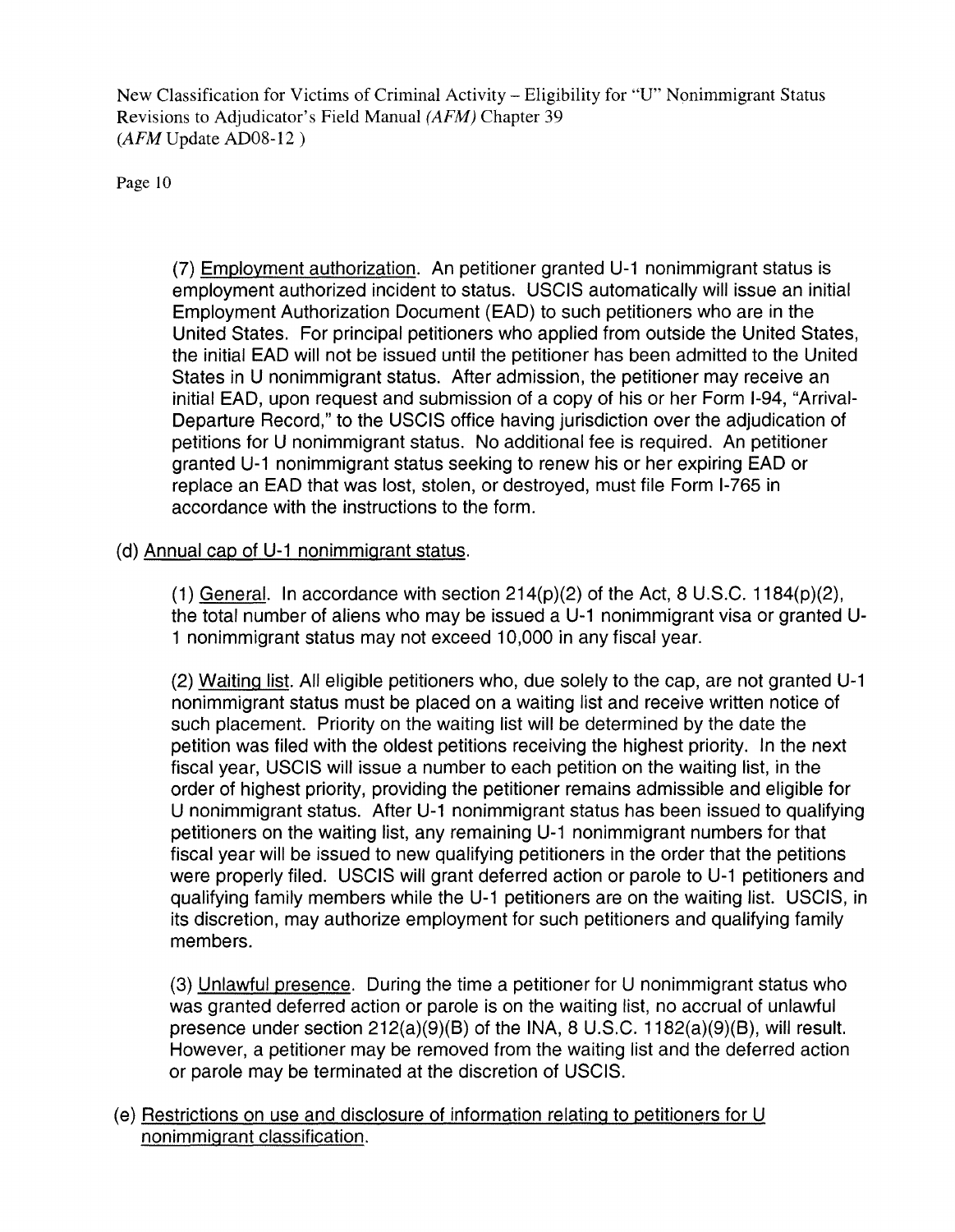(7) <u>Employment authorization</u>. An petitioner granted U-1 nonimmigrant status is employment authorized incident to status. USCIS automatically will issue an initial Employment Authorization Document (EAD) to such petitioners who are in the United States. For principal petitioners who applied from outside the United States, the initial EAD will not be issued until the petitioner has been admitted to the United States in U nonimmigrant status. After admission, the petitioner may receive an initial EAD, upon request and submission of a copy of his or her Form I-94, "Arrival-Departure Record," to the USCIS office having jurisdiction over the adjudication of petitions for U nonimmigrant status. No additional fee is required. An petitioner granted U-1 nonimmigrant status seeking to renew his or her expiring EAD or replace an EAD that was lost, stolen, or destroyed, must file Form I-765 in accordance with the instructions to the form.

(d) <u>Annual cap of U-1 nonimmigrant status</u>.

(1) <u>General</u>. In accordance with section 214(p)(2) of the Act, 8 U.S.C. 1184(p)(2), the total number of aliens who may be issued a U-1 nonimmigrant visa or granted U-1 nonimmigrant status may not exceed 10,000 in any fiscal year.

(2) <u>Waiting list</u>. All eligible petitioners who, due solely to the cap, are not granted U-1 nonimmigrant status must be placed on a waiting list and receive written notice of such placement. Priority on the waiting list will be determined by the date the petition was filed with the oldest petitions receiving the highest priority. In the next fiscal year, USCIS will issue a number to each petition on the waiting list, in the order of highest priority, providing the petitioner remains admissible and eligible for U nonimmigrant status. After U-1 nonimmigrant status has been issued to qualifying petitioners on the waiting list, any remaining U-1 nonimmigrant numbers for that fiscal year will be issued to new qualifying petitioners in the order that the petitions were properly filed. USCIS will grant deferred action or parole to U-1 petitioners and qualifying family members while the U-1 petitioners are on the waiting list. USCIS, in its discretion, may authorize employment for such petitioners and qualifying family members.

(3) <u>Unlawful presence</u>. During the time a petitioner for U nonimmigrant status who was granted deferred action or parole is on the waiting list, no accrual of unlawful presence under section 212(a)(9)(B) of the INA, 8 U.S.C. 1182(a)(9)(B), will result. However, a petitioner may be removed from the waiting list and the deferred action or parole may be terminated at the discretion of USCIS.

(e) <u>Restrictions on use and disclosure of information relating to petitioners for U nonimmigrant classification</u>.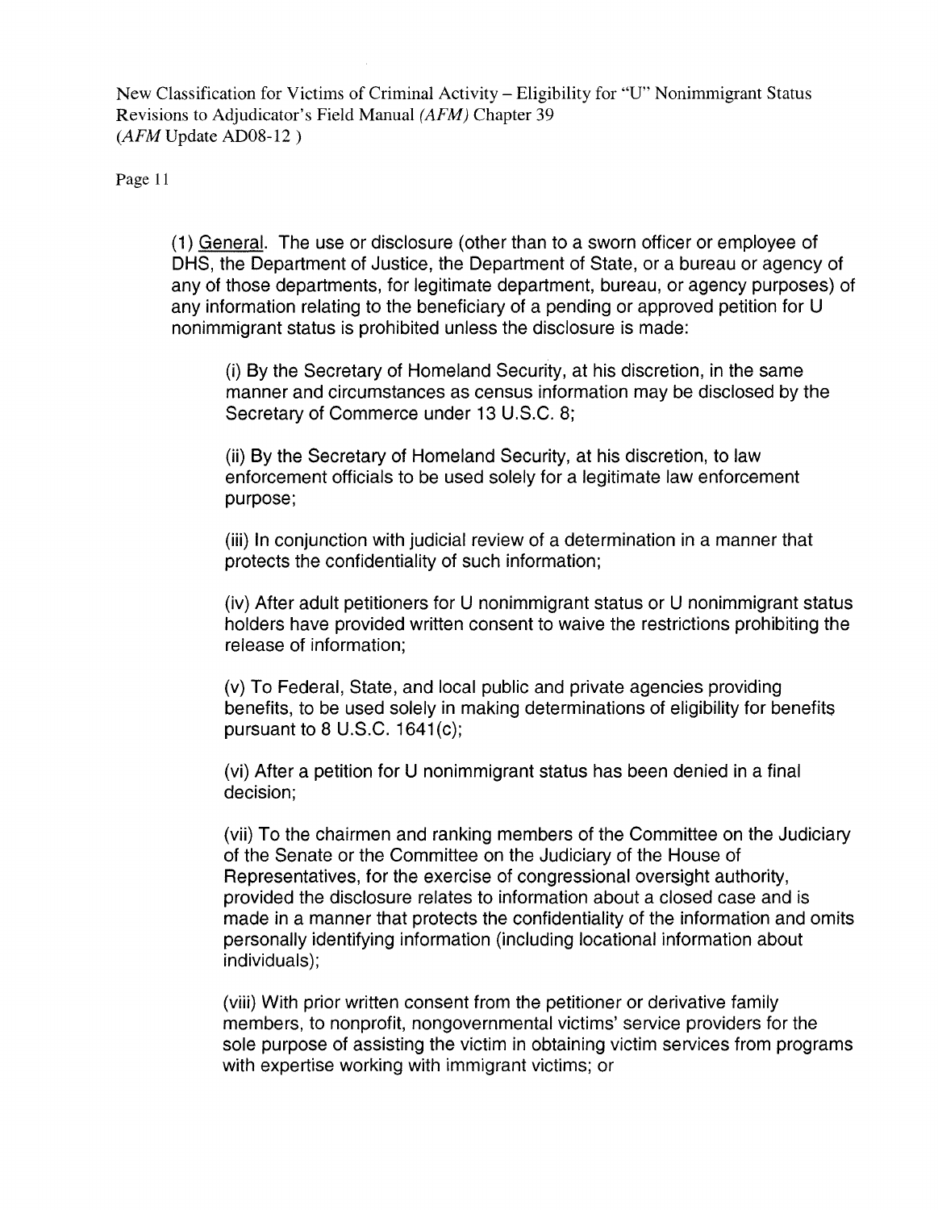(1) <u>General</u>. The use or disclosure (other than to a sworn officer or employee of DHS, the Department of Justice, the Department of State, or a bureau or agency of any of those departments, for legitimate department, bureau, or agency purposes) of any information relating to the beneficiary of a pending or approved petition for U nonimmigrant status is prohibited unless the disclosure is made:

(i) By the Secretary of Homeland Security, at his discretion, in the same manner and circumstances as census information may be disclosed by the Secretary of Commerce under 13 U.S.C. 8;

(ii) By the Secretary of Homeland Security, at his discretion, to law enforcement officials to be used solely for a legitimate law enforcement purpose;

(iii) In conjunction with judicial review of a determination in a manner that protects the confidentiality of such information;

(iv) After adult petitioners for U nonimmigrant status or U nonimmigrant status holders have provided written consent to waive the restrictions prohibiting the release of information;

(v) To Federal, State, and local public and private agencies providing benefits, to be used solely in making determinations of eligibility for benefits pursuant to 8 U.S.C. 1641(c);

(vi) After a petition for U nonimmigrant status has been denied in a final decision;

(vii) To the chairmen and ranking members of the Committee on the Judiciary of the Senate or the Committee on the Judiciary of the House of Representatives, for the exercise of congressional oversight authority, provided the disclosure relates to information about a closed case and is made in a manner that protects the confidentiality of the information and omits personally identifying information (including locational information about individuals);

(viii) With prior written consent from the petitioner or derivative family members, to nonprofit, nongovernmental victims' service providers for the sole purpose of assisting the victim in obtaining victim services from programs with expertise working with immigrant victims; or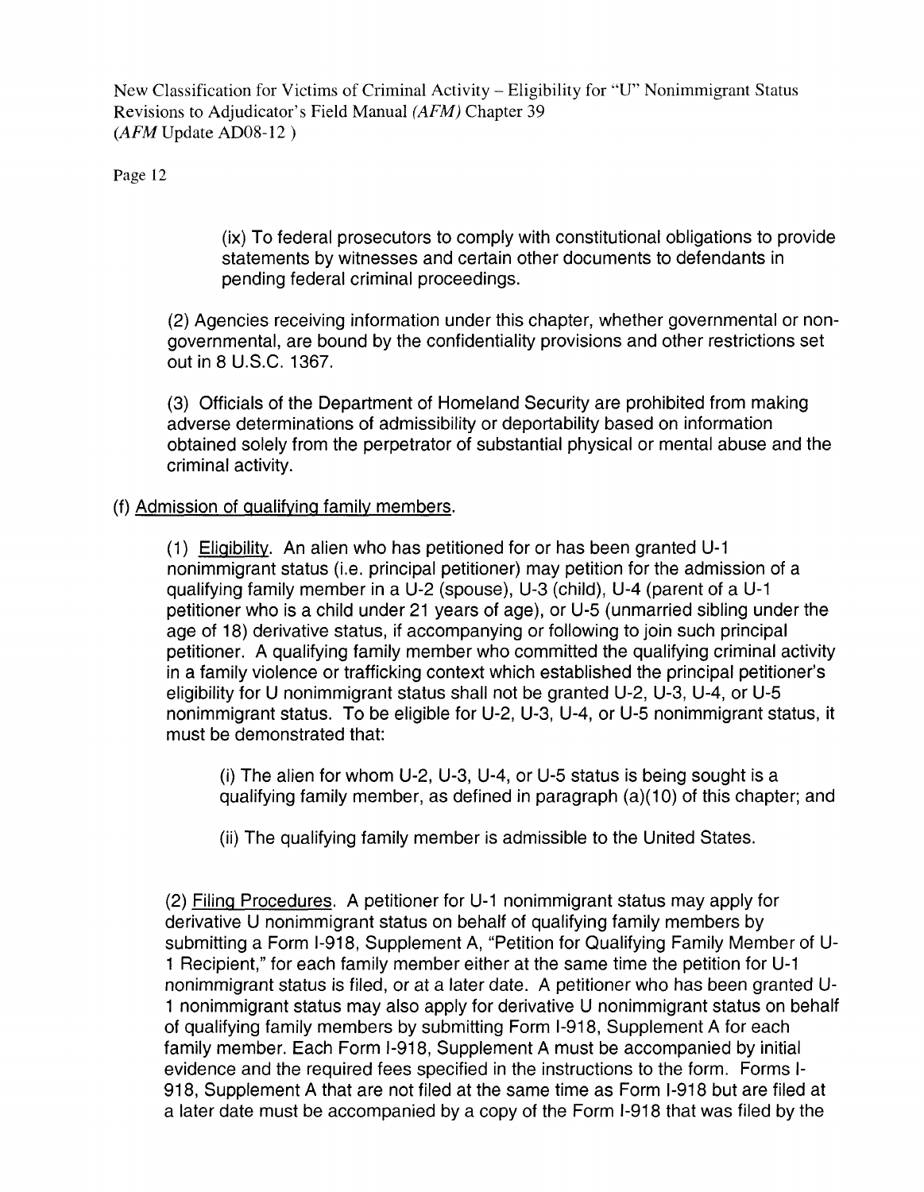(ix) To federal prosecutors to comply with constitutional obligations to provide statements by witnesses and certain other documents to defendants in pending federal criminal proceedings.

(2) Agencies receiving information under this chapter, whether governmental or non-governmental, are bound by the confidentiality provisions and other restrictions set out in 8 U.S.C. 1367.

(3) Officials of the Department of Homeland Security are prohibited from making adverse determinations of admissibility or deportability based on information obtained solely from the perpetrator of substantial physical or mental abuse and the criminal activity.

(f) Admission of qualifying family members.

(1) Eligibility. An alien who has petitioned for or has been granted U-1 nonimmigrant status (i.e. principal petitioner) may petition for the admission of a qualifying family member in a U-2 (spouse), U-3 (child), U-4 (parent of a U-1 petitioner who is a child under 21 years of age), or U-5 (unmarried sibling under the age of 18) derivative status, if accompanying or following to join such principal petitioner. A qualifying family member who committed the qualifying criminal activity in a family violence or trafficking context which established the principal petitioner's eligibility for U nonimmigrant status shall not be granted U-2, U-3, U-4, or U-5 nonimmigrant status. To be eligible for U-2, U-3, U-4, or U-5 nonimmigrant status, it must be demonstrated that:

(i) The alien for whom U-2, U-3, U-4, or U-5 status is being sought is a qualifying family member, as defined in paragraph (a)(10) of this chapter; and

(ii) The qualifying family member is admissible to the United States.

(2) Filing Procedures. A petitioner for U-1 nonimmigrant status may apply for derivative U nonimmigrant status on behalf of qualifying family members by submitting a Form I-918, Supplement A, "Petition for Qualifying Family Member of U-1 Recipient," for each family member either at the same time the petition for U-1 nonimmigrant status is filed, or at a later date. A petitioner who has been granted U-1 nonimmigrant status may also apply for derivative U nonimmigrant status on behalf of qualifying family members by submitting Form I-918, Supplement A for each family member. Each Form I-918, Supplement A must be accompanied by initial evidence and the required fees specified in the instructions to the form. Forms I-918, Supplement A that are not filed at the same time as Form I-918 but are filed at a later date must be accompanied by a copy of the Form I-918 that was filed by the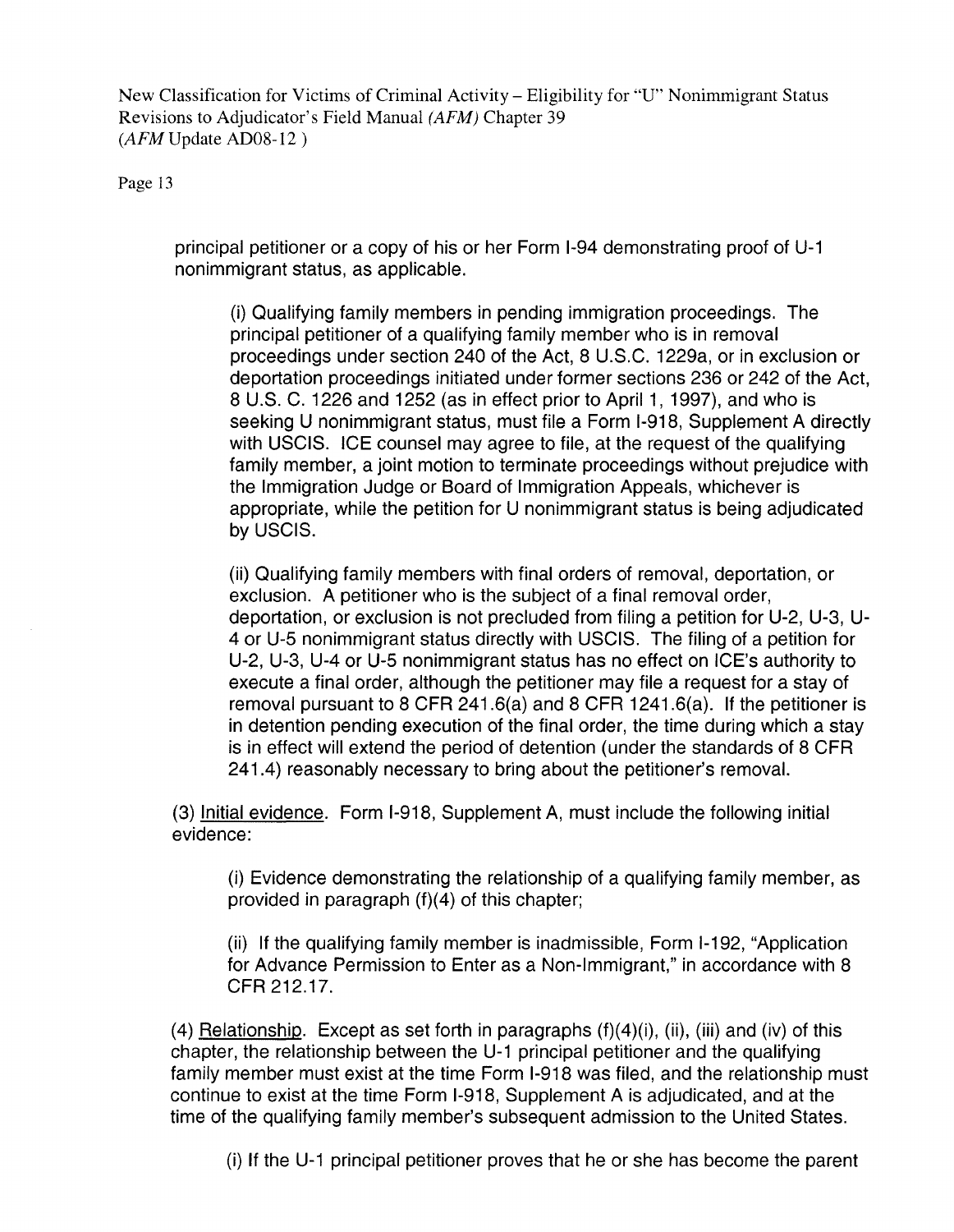principal petitioner or a copy of his or her Form I-94 demonstrating proof of U-1 nonimmigrant status, as applicable.

(i) Qualifying family members in pending immigration proceedings. The principal petitioner of a qualifying family member who is in removal proceedings under section 240 of the Act, 8 U.S.C. 1229a, or in exclusion or deportation proceedings initiated under former sections 236 or 242 of the Act, 8 U.S. C. 1226 and 1252 (as in effect prior to April 1, 1997), and who is seeking U nonimmigrant status, must file a Form I-918, Supplement A directly with USCIS. ICE counsel may agree to file, at the request of the qualifying family member, a joint motion to terminate proceedings without prejudice with the Immigration Judge or Board of Immigration Appeals, whichever is appropriate, while the petition for U nonimmigrant status is being adjudicated by USCIS.

(ii) Qualifying family members with final orders of removal, deportation, or exclusion. A petitioner who is the subject of a final removal order, deportation, or exclusion is not precluded from filing a petition for U-2, U-3, U-4 or U-5 nonimmigrant status directly with USCIS. The filing of a petition for U-2, U-3, U-4 or U-5 nonimmigrant status has no effect on ICE's authority to execute a final order, although the petitioner may file a request for a stay of removal pursuant to 8 CFR 241.6(a) and 8 CFR 1241.6(a). If the petitioner is in detention pending execution of the final order, the time during which a stay is in effect will extend the period of detention (under the standards of 8 CFR 241.4) reasonably necessary to bring about the petitioner's removal.

(3) Initial evidence. Form I-918, Supplement A, must include the following initial evidence:

(i) Evidence demonstrating the relationship of a qualifying family member, as provided in paragraph (f)(4) of this chapter;

(ii) If the qualifying family member is inadmissible, Form I-192, "Application for Advance Permission to Enter as a Non-Immigrant," in accordance with 8 CFR 212.17.

(4) Relationship. Except as set forth in paragraphs (f)(4)(i), (ii), (iii) and (iv) of this chapter, the relationship between the U-1 principal petitioner and the qualifying family member must exist at the time Form I-918 was filed, and the relationship must continue to exist at the time Form I-918, Supplement A is adjudicated, and at the time of the qualifying family member's subsequent admission to the United States.

(i) If the U-1 principal petitioner proves that he or she has become the parent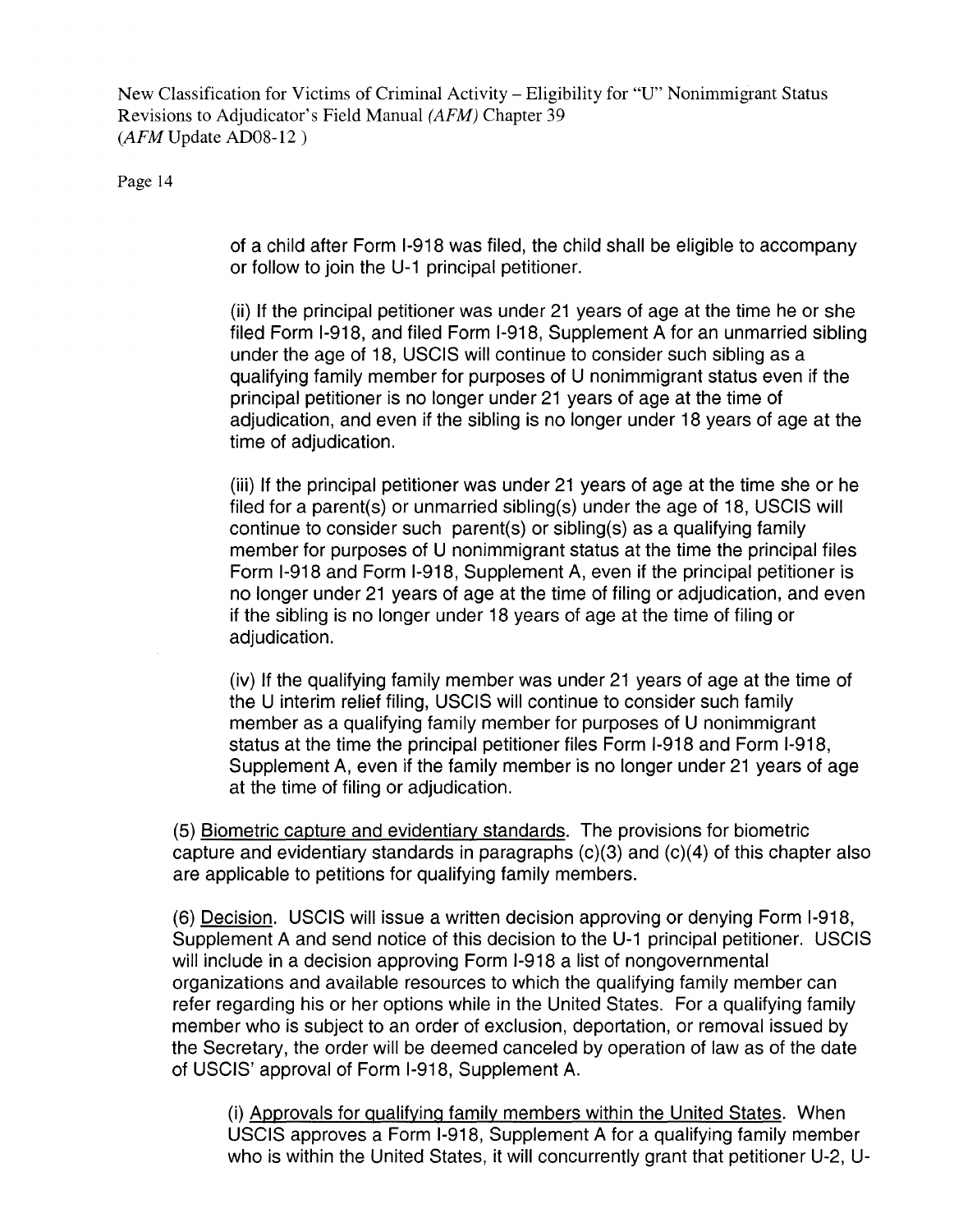of a child after Form I-918 was filed, the child shall be eligible to accompany or follow to join the U-1 principal petitioner.

(ii) If the principal petitioner was under 21 years of age at the time he or she filed Form I-918, and filed Form I-918, Supplement A for an unmarried sibling under the age of 18, USCIS will continue to consider such sibling as a qualifying family member for purposes of U nonimmigrant status even if the principal petitioner is no longer under 21 years of age at the time of adjudication, and even if the sibling is no longer under 18 years of age at the time of adjudication.

(iii) If the principal petitioner was under 21 years of age at the time she or he filed for a parent(s) or unmarried sibling(s) under the age of 18, USCIS will continue to consider such parent(s) or sibling(s) as a qualifying family member for purposes of U nonimmigrant status at the time the principal files Form I-918 and Form I-918, Supplement A, even if the principal petitioner is no longer under 21 years of age at the time of filing or adjudication, and even if the sibling is no longer under 18 years of age at the time of filing or adjudication.

(iv) If the qualifying family member was under 21 years of age at the time of the U interim relief filing, USCIS will continue to consider such family member as a qualifying family member for purposes of U nonimmigrant status at the time the principal petitioner files Form I-918 and Form I-918, Supplement A, even if the family member is no longer under 21 years of age at the time of filing or adjudication.

(5) Biometric capture and evidentiary standards. The provisions for biometric capture and evidentiary standards in paragraphs (c)(3) and (c)(4) of this chapter also are applicable to petitions for qualifying family members.

(6) Decision. USCIS will issue a written decision approving or denying Form I-918, Supplement A and send notice of this decision to the U-1 principal petitioner. USCIS will include in a decision approving Form I-918 a list of nongovernmental organizations and available resources to which the qualifying family member can refer regarding his or her options while in the United States. For a qualifying family member who is subject to an order of exclusion, deportation, or removal issued by the Secretary, the order will be deemed canceled by operation of law as of the date of USCIS' approval of Form I-918, Supplement A.

(i) Approvals for qualifying family members within the United States. When USCIS approves a Form I-918, Supplement A for a qualifying family member who is within the United States, it will concurrently grant that petitioner U-2, U-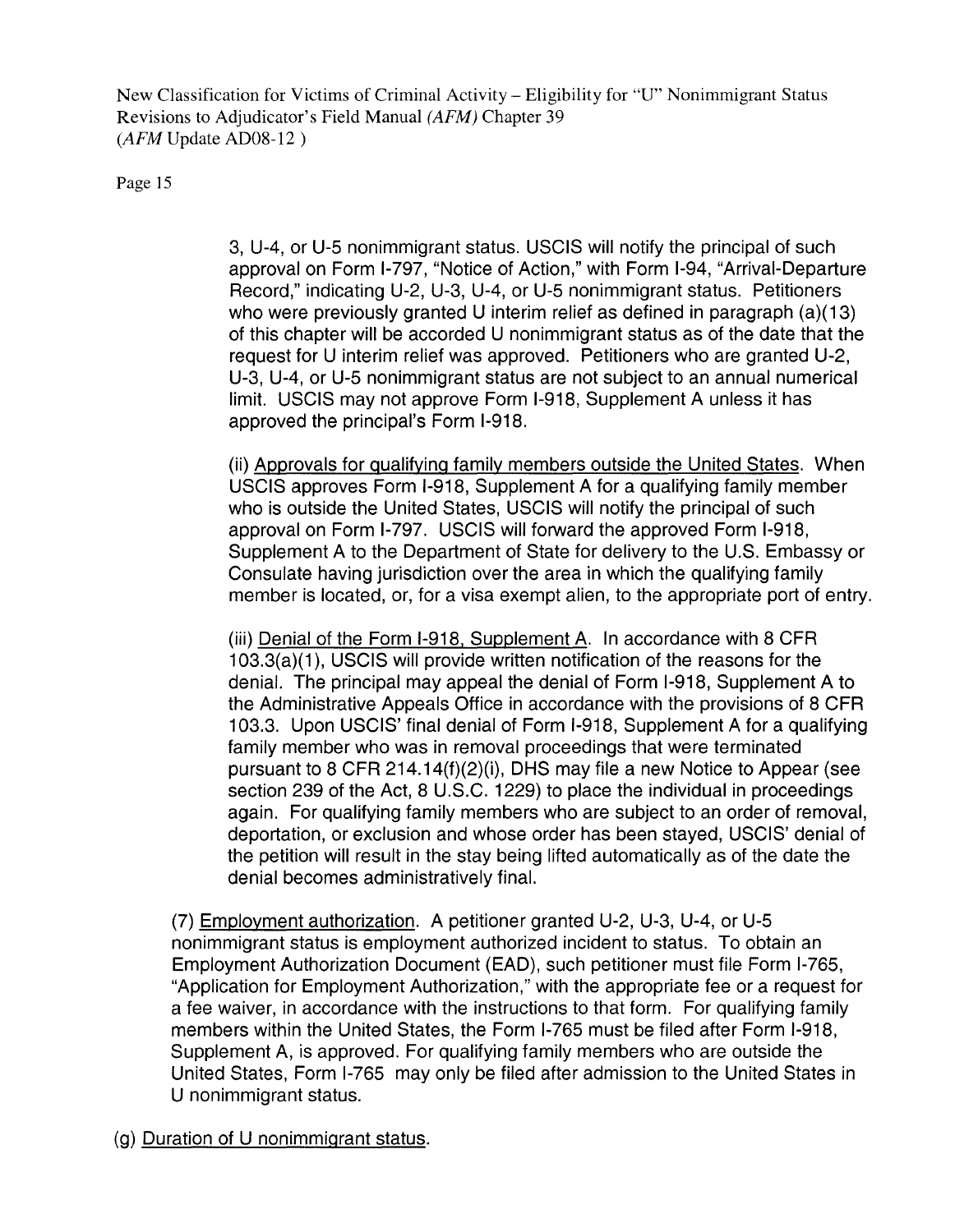3, U-4, or U-5 nonimmigrant status. USCIS will notify the principal of such approval on Form I-797, "Notice of Action," with Form I-94, "Arrival-Departure Record," indicating U-2, U-3, U-4, or U-5 nonimmigrant status. Petitioners who were previously granted U interim relief as defined in paragraph (a)(13) of this chapter will be accorded U nonimmigrant status as of the date that the request for U interim relief was approved. Petitioners who are granted U-2, U-3, U-4, or U-5 nonimmigrant status are not subject to an annual numerical limit. USCIS may not approve Form I-918, Supplement A unless it has approved the principal's Form I-918.

(ii) Approvals for qualifying family members outside the United States. When USCIS approves Form I-918, Supplement A for a qualifying family member who is outside the United States, USCIS will notify the principal of such approval on Form I-797. USCIS will forward the approved Form I-918, Supplement A to the Department of State for delivery to the U.S. Embassy or Consulate having jurisdiction over the area in which the qualifying family member is located, or, for a visa exempt alien, to the appropriate port of entry.

(iii) Denial of the Form I-918, Supplement A. In accordance with 8 CFR 103.3(a)(1), USCIS will provide written notification of the reasons for the denial. The principal may appeal the denial of Form I-918, Supplement A to the Administrative Appeals Office in accordance with the provisions of 8 CFR 103.3. Upon USCIS' final denial of Form I-918, Supplement A for a qualifying family member who was in removal proceedings that were terminated pursuant to 8 CFR 214.14(f)(2)(i), DHS may file a new Notice to Appear (see section 239 of the Act, 8 U.S.C. 1229) to place the individual in proceedings again. For qualifying family members who are subject to an order of removal, deportation, or exclusion and whose order has been stayed, USCIS' denial of the petition will result in the stay being lifted automatically as of the date the denial becomes administratively final.

(7) Employment authorization. A petitioner granted U-2, U-3, U-4, or U-5 nonimmigrant status is employment authorized incident to status. To obtain an Employment Authorization Document (EAD), such petitioner must file Form I-765, "Application for Employment Authorization," with the appropriate fee or a request for a fee waiver, in accordance with the instructions to that form. For qualifying family members within the United States, the Form I-765 must be filed after Form I-918, Supplement A, is approved. For qualifying family members who are outside the United States, Form I-765 may only be filed after admission to the United States in U nonimmigrant status.

(g) Duration of U nonimmigrant status.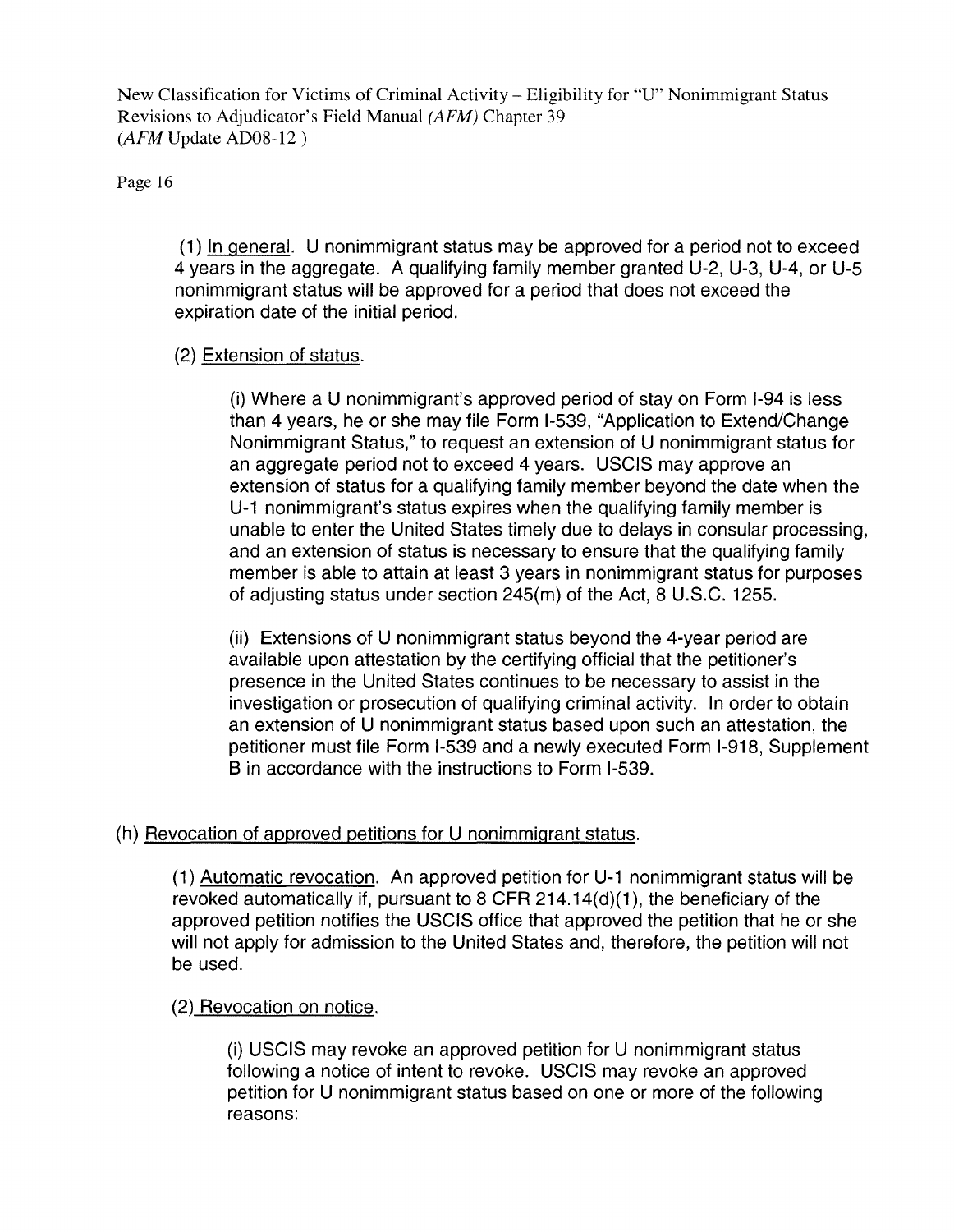(1) In general. U nonimmigrant status may be approved for a period not to exceed 4 years in the aggregate. A qualifying family member granted U-2, U-3, U-4, or U-5 nonimmigrant status will be approved for a period that does not exceed the expiration date of the initial period.

(2) Extension of status.

(i) Where a U nonimmigrant's approved period of stay on Form I-94 is less than 4 years, he or she may file Form I-539, "Application to Extend/Change Nonimmigrant Status," to request an extension of U nonimmigrant status for an aggregate period not to exceed 4 years. USCIS may approve an extension of status for a qualifying family member beyond the date when the U-1 nonimmigrant's status expires when the qualifying family member is unable to enter the United States timely due to delays in consular processing, and an extension of status is necessary to ensure that the qualifying family member is able to attain at least 3 years in nonimmigrant status for purposes of adjusting status under section 245(m) of the Act, 8 U.S.C. 1255.

(ii) Extensions of U nonimmigrant status beyond the 4-year period are available upon attestation by the certifying official that the petitioner's presence in the United States continues to be necessary to assist in the investigation or prosecution of qualifying criminal activity. In order to obtain an extension of U nonimmigrant status based upon such an attestation, the petitioner must file Form I-539 and a newly executed Form I-918, Supplement B in accordance with the instructions to Form I-539.

(h) Revocation of approved petitions for U nonimmigrant status.

(1) Automatic revocation. An approved petition for U-1 nonimmigrant status will be revoked automatically if, pursuant to 8 CFR 214.14(d)(1), the beneficiary of the approved petition notifies the USCIS office that approved the petition that he or she will not apply for admission to the United States and, therefore, the petition will not be used.

(2) Revocation on notice.

(i) USCIS may revoke an approved petition for U nonimmigrant status following a notice of intent to revoke. USCIS may revoke an approved petition for U nonimmigrant status based on one or more of the following reasons: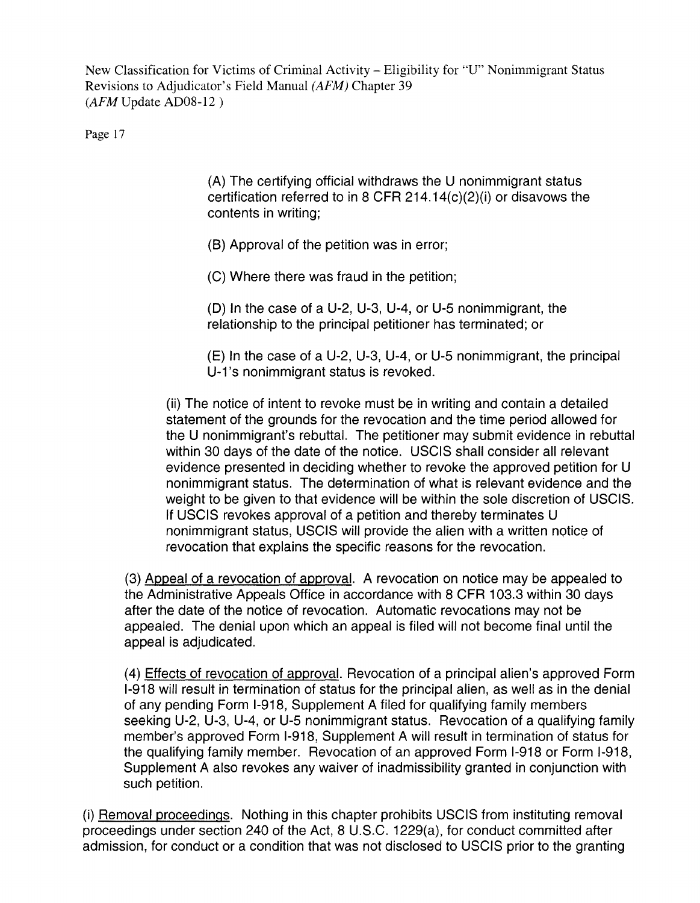(A) The certifying official withdraws the U nonimmigrant status certification referred to in 8 CFR 214.14(c)(2)(i) or disavows the contents in writing;

(B) Approval of the petition was in error;

(C) Where there was fraud in the petition;

(D) In the case of a U-2, U-3, U-4, or U-5 nonimmigrant, the relationship to the principal petitioner has terminated; or

(E) In the case of a U-2, U-3, U-4, or U-5 nonimmigrant, the principal U-1's nonimmigrant status is revoked.

(ii) The notice of intent to revoke must be in writing and contain a detailed statement of the grounds for the revocation and the time period allowed for the U nonimmigrant's rebuttal. The petitioner may submit evidence in rebuttal within 30 days of the date of the notice. USCIS shall consider all relevant evidence presented in deciding whether to revoke the approved petition for U nonimmigrant status. The determination of what is relevant evidence and the weight to be given to that evidence will be within the sole discretion of USCIS. If USCIS revokes approval of a petition and thereby terminates U nonimmigrant status, USCIS will provide the alien with a written notice of revocation that explains the specific reasons for the revocation.

(3) Appeal of a revocation of approval. A revocation on notice may be appealed to the Administrative Appeals Office in accordance with 8 CFR 103.3 within 30 days after the date of the notice of revocation. Automatic revocations may not be appealed. The denial upon which an appeal is filed will not become final until the appeal is adjudicated.

(4) Effects of revocation of approval. Revocation of a principal alien's approved Form I-918 will result in termination of status for the principal alien, as well as in the denial of any pending Form I-918, Supplement A filed for qualifying family members seeking U-2, U-3, U-4, or U-5 nonimmigrant status. Revocation of a qualifying family member's approved Form I-918, Supplement A will result in termination of status for the qualifying family member. Revocation of an approved Form I-918 or Form I-918, Supplement A also revokes any waiver of inadmissibility granted in conjunction with such petition.

(i) Removal proceedings. Nothing in this chapter prohibits USCIS from instituting removal proceedings under section 240 of the Act, 8 U.S.C. 1229(a), for conduct committed after admission, for conduct or a condition that was not disclosed to USCIS prior to the granting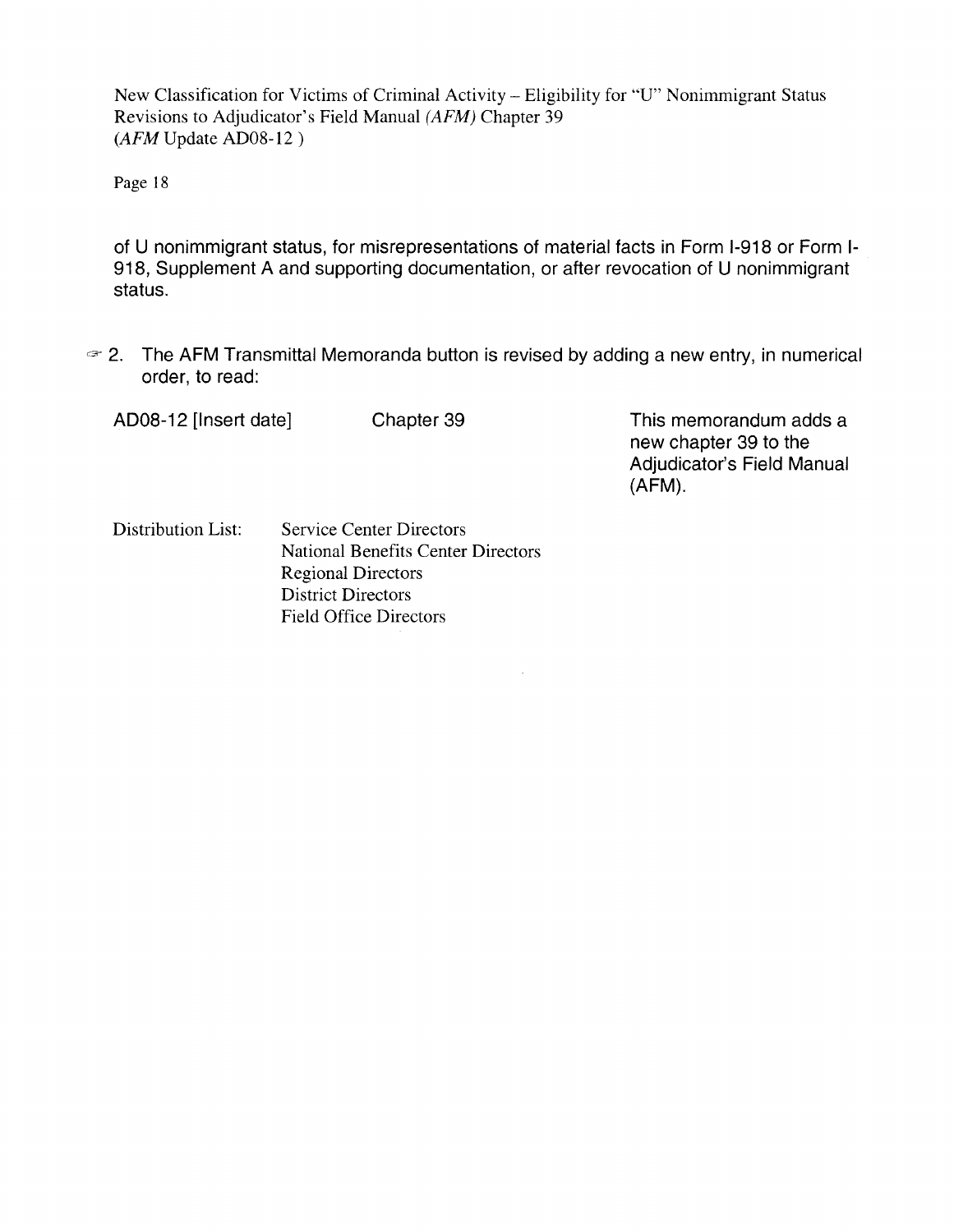of U nonimmigrant status, for misrepresentations of material facts in Form I-918 or Form I-918, Supplement A and supporting documentation, or after revocation of U nonimmigrant status.

☞ 2. The AFM Transmittal Memoranda button is revised by adding a new entry, in numerical order, to read:

| | | |
|---|---|---|
| AD08-12 [Insert date] | Chapter 39 | This memorandum adds a new chapter 39 to the Adjudicator's Field Manual (AFM). |

Distribution List:
- Service Center Directors
- National Benefits Center Directors
- Regional Directors
- District Directors
- Field Office Directors